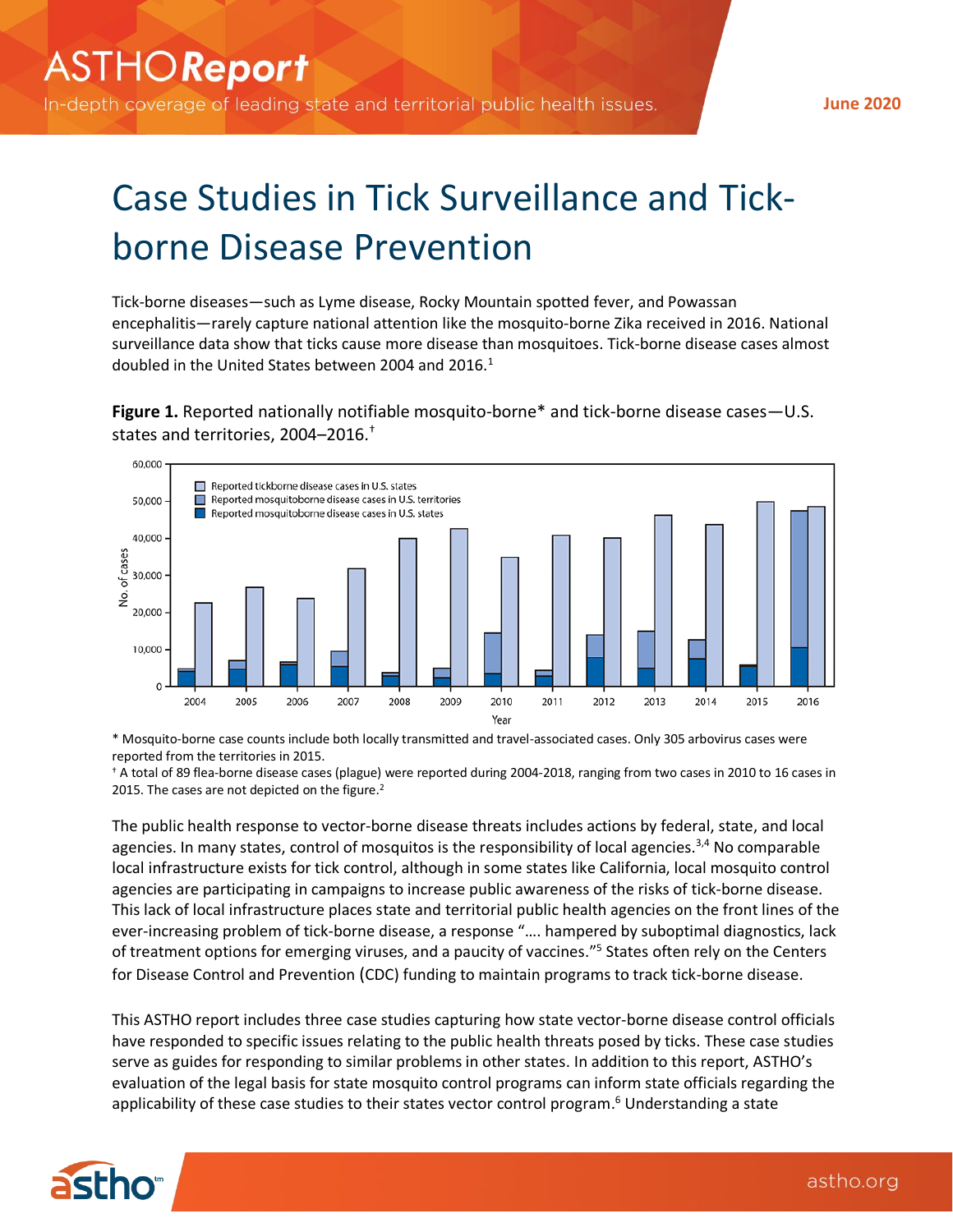# Case Studies in Tick Surveillance and Tick-borne Disease Prevention

Tick-borne diseases—such as Lyme disease, Rocky Mountain spotted fever, and Powassan encephalitis—rarely capture national attention like the mosquito-borne Zika received in 2016. National surveillance data show that ticks cause more disease than mosquitoes. Tick-borne disease cases almost doubled in the United States between 2004 and 2016.[1]

**Figure 1.** Reported nationally notifiable mosquito-borne* and tick-borne disease cases—U.S. states and territories, 2004–2016.[†]

\* Mosquito-borne case counts include both locally transmitted and travel-associated cases. Only 305 arbovirus cases were reported from the territories in 2015.

[†] A total of 89 flea-borne disease cases (plague) were reported during 2004-2018, ranging from two cases in 2010 to 16 cases in 2015. The cases are not depicted on the figure.[2]

The public health response to vector-borne disease threats includes actions by federal, state, and local agencies. In many states, control of mosquitos is the responsibility of local agencies.[3,4] No comparable local infrastructure exists for tick control, although in some states like California, local mosquito control agencies are participating in campaigns to increase public awareness of the risks of tick-borne disease. This lack of local infrastructure places state and territorial public health agencies on the front lines of the ever-increasing problem of tick-borne disease, a response "…. hampered by suboptimal diagnostics, lack of treatment options for emerging viruses, and a paucity of vaccines."[5] States often rely on the Centers for Disease Control and Prevention (CDC) funding to maintain programs to track tick-borne disease.

This ASTHO report includes three case studies capturing how state vector-borne disease control officials have responded to specific issues relating to the public health threats posed by ticks. These case studies serve as guides for responding to similar problems in other states. In addition to this report, ASTHO's evaluation of the legal basis for state mosquito control programs can inform state officials regarding the applicability of these case studies to their states vector control program.[6] Understanding a state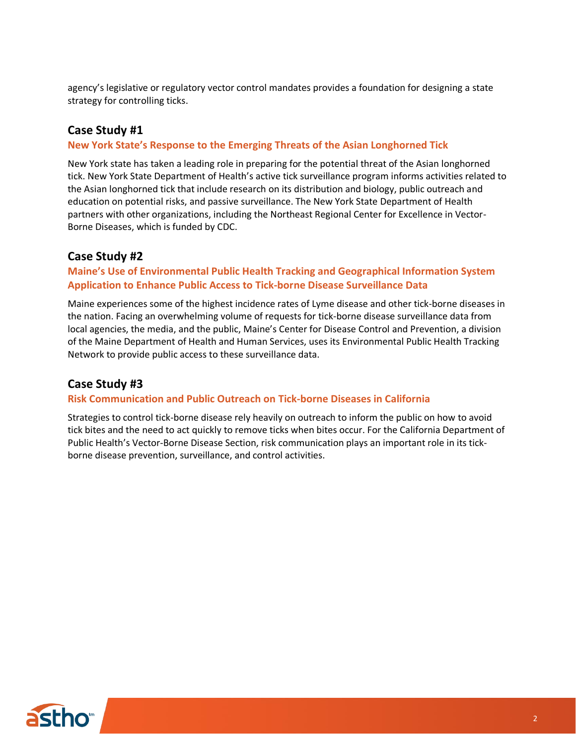agency's legislative or regulatory vector control mandates provides a foundation for designing a state strategy for controlling ticks.

## Case Study #1

### New York State's Response to the Emerging Threats of the Asian Longhorned Tick

New York state has taken a leading role in preparing for the potential threat of the Asian longhorned tick. New York State Department of Health's active tick surveillance program informs activities related to the Asian longhorned tick that include research on its distribution and biology, public outreach and education on potential risks, and passive surveillance. The New York State Department of Health partners with other organizations, including the Northeast Regional Center for Excellence in Vector-Borne Diseases, which is funded by CDC.

## Case Study #2

### Maine's Use of Environmental Public Health Tracking and Geographical Information System Application to Enhance Public Access to Tick-borne Disease Surveillance Data

Maine experiences some of the highest incidence rates of Lyme disease and other tick-borne diseases in the nation. Facing an overwhelming volume of requests for tick-borne disease surveillance data from local agencies, the media, and the public, Maine's Center for Disease Control and Prevention, a division of the Maine Department of Health and Human Services, uses its Environmental Public Health Tracking Network to provide public access to these surveillance data.

## Case Study #3

### Risk Communication and Public Outreach on Tick-borne Diseases in California

Strategies to control tick-borne disease rely heavily on outreach to inform the public on how to avoid tick bites and the need to act quickly to remove ticks when bites occur. For the California Department of Public Health's Vector-Borne Disease Section, risk communication plays an important role in its tick-borne disease prevention, surveillance, and control activities.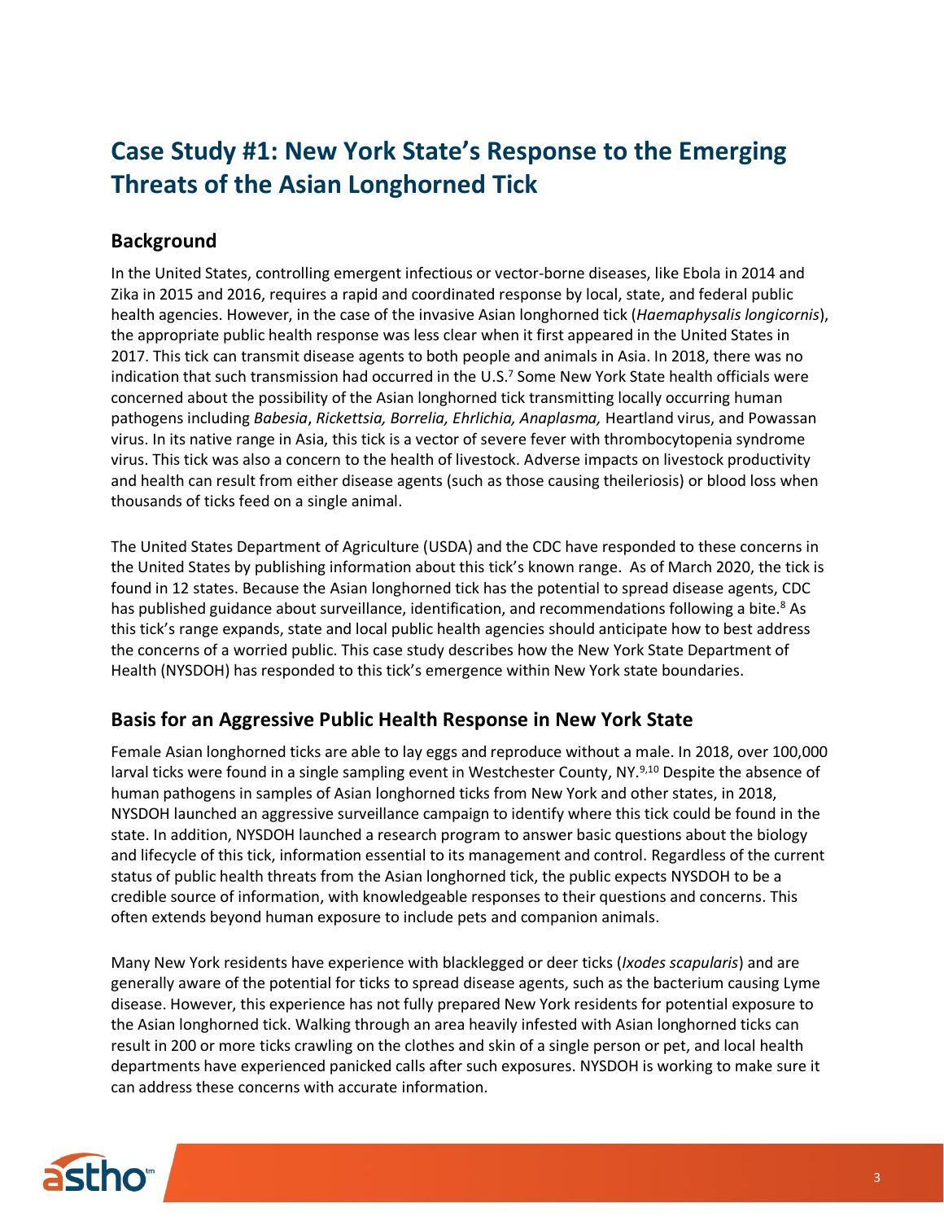# Case Study #1: New York State's Response to the Emerging Threats of the Asian Longhorned Tick

## Background

In the United States, controlling emergent infectious or vector-borne diseases, like Ebola in 2014 and Zika in 2015 and 2016, requires a rapid and coordinated response by local, state, and federal public health agencies. However, in the case of the invasive Asian longhorned tick (*Haemaphysalis longicornis*), the appropriate public health response was less clear when it first appeared in the United States in 2017. This tick can transmit disease agents to both people and animals in Asia. In 2018, there was no indication that such transmission had occurred in the U.S.[7] Some New York State health officials were concerned about the possibility of the Asian longhorned tick transmitting locally occurring human pathogens including *Babesia*, *Rickettsia, Borrelia, Ehrlichia, Anaplasma,* Heartland virus, and Powassan virus. In its native range in Asia, this tick is a vector of severe fever with thrombocytopenia syndrome virus. This tick was also a concern to the health of livestock. Adverse impacts on livestock productivity and health can result from either disease agents (such as those causing theileriosis) or blood loss when thousands of ticks feed on a single animal.

The United States Department of Agriculture (USDA) and the CDC have responded to these concerns in the United States by publishing information about this tick's known range. As of March 2020, the tick is found in 12 states. Because the Asian longhorned tick has the potential to spread disease agents, CDC has published guidance about surveillance, identification, and recommendations following a bite.[8] As this tick's range expands, state and local public health agencies should anticipate how to best address the concerns of a worried public. This case study describes how the New York State Department of Health (NYSDOH) has responded to this tick's emergence within New York state boundaries.

## Basis for an Aggressive Public Health Response in New York State

Female Asian longhorned ticks are able to lay eggs and reproduce without a male. In 2018, over 100,000 larval ticks were found in a single sampling event in Westchester County, NY.[9,10] Despite the absence of human pathogens in samples of Asian longhorned ticks from New York and other states, in 2018, NYSDOH launched an aggressive surveillance campaign to identify where this tick could be found in the state. In addition, NYSDOH launched a research program to answer basic questions about the biology and lifecycle of this tick, information essential to its management and control. Regardless of the current status of public health threats from the Asian longhorned tick, the public expects NYSDOH to be a credible source of information, with knowledgeable responses to their questions and concerns. This often extends beyond human exposure to include pets and companion animals.

Many New York residents have experience with blacklegged or deer ticks (*Ixodes scapularis*) and are generally aware of the potential for ticks to spread disease agents, such as the bacterium causing Lyme disease. However, this experience has not fully prepared New York residents for potential exposure to the Asian longhorned tick. Walking through an area heavily infested with Asian longhorned ticks can result in 200 or more ticks crawling on the clothes and skin of a single person or pet, and local health departments have experienced panicked calls after such exposures. NYSDOH is working to make sure it can address these concerns with accurate information.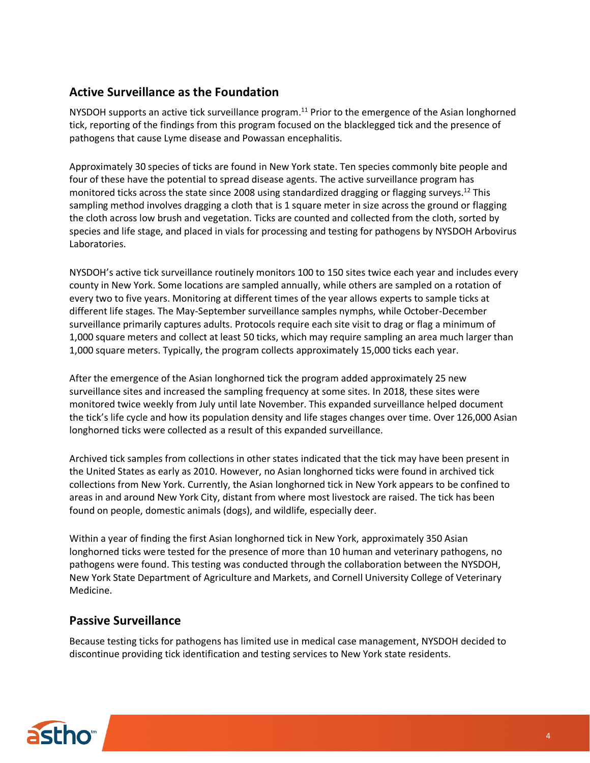## Active Surveillance as the Foundation

NYSDOH supports an active tick surveillance program.[11] Prior to the emergence of the Asian longhorned tick, reporting of the findings from this program focused on the blacklegged tick and the presence of pathogens that cause Lyme disease and Powassan encephalitis.

Approximately 30 species of ticks are found in New York state. Ten species commonly bite people and four of these have the potential to spread disease agents. The active surveillance program has monitored ticks across the state since 2008 using standardized dragging or flagging surveys.[12] This sampling method involves dragging a cloth that is 1 square meter in size across the ground or flagging the cloth across low brush and vegetation. Ticks are counted and collected from the cloth, sorted by species and life stage, and placed in vials for processing and testing for pathogens by NYSDOH Arbovirus Laboratories.

NYSDOH's active tick surveillance routinely monitors 100 to 150 sites twice each year and includes every county in New York. Some locations are sampled annually, while others are sampled on a rotation of every two to five years. Monitoring at different times of the year allows experts to sample ticks at different life stages. The May-September surveillance samples nymphs, while October-December surveillance primarily captures adults. Protocols require each site visit to drag or flag a minimum of 1,000 square meters and collect at least 50 ticks, which may require sampling an area much larger than 1,000 square meters. Typically, the program collects approximately 15,000 ticks each year.

After the emergence of the Asian longhorned tick the program added approximately 25 new surveillance sites and increased the sampling frequency at some sites. In 2018, these sites were monitored twice weekly from July until late November. This expanded surveillance helped document the tick's life cycle and how its population density and life stages changes over time. Over 126,000 Asian longhorned ticks were collected as a result of this expanded surveillance.

Archived tick samples from collections in other states indicated that the tick may have been present in the United States as early as 2010. However, no Asian longhorned ticks were found in archived tick collections from New York. Currently, the Asian longhorned tick in New York appears to be confined to areas in and around New York City, distant from where most livestock are raised. The tick has been found on people, domestic animals (dogs), and wildlife, especially deer.

Within a year of finding the first Asian longhorned tick in New York, approximately 350 Asian longhorned ticks were tested for the presence of more than 10 human and veterinary pathogens, no pathogens were found. This testing was conducted through the collaboration between the NYSDOH, New York State Department of Agriculture and Markets, and Cornell University College of Veterinary Medicine.

## Passive Surveillance

Because testing ticks for pathogens has limited use in medical case management, NYSDOH decided to discontinue providing tick identification and testing services to New York state residents.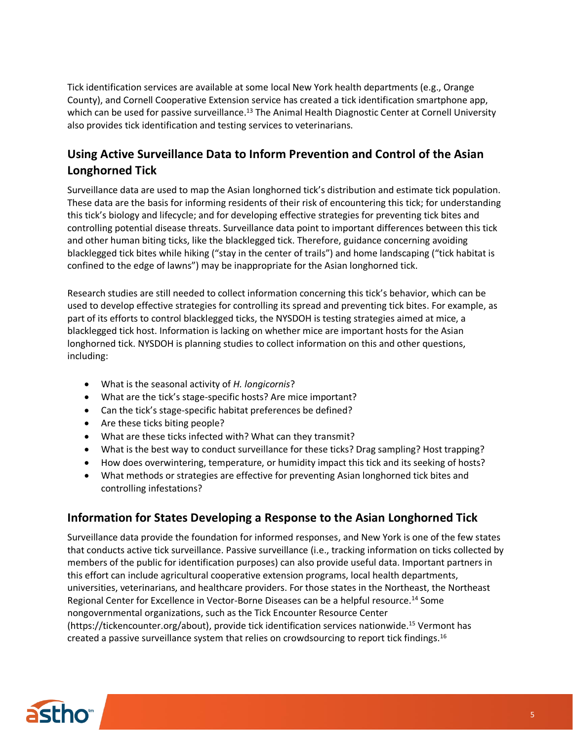Tick identification services are available at some local New York health departments (e.g., Orange County), and Cornell Cooperative Extension service has created a tick identification smartphone app, which can be used for passive surveillance.[13] The Animal Health Diagnostic Center at Cornell University also provides tick identification and testing services to veterinarians.

## Using Active Surveillance Data to Inform Prevention and Control of the Asian Longhorned Tick

Surveillance data are used to map the Asian longhorned tick's distribution and estimate tick population. These data are the basis for informing residents of their risk of encountering this tick; for understanding this tick's biology and lifecycle; and for developing effective strategies for preventing tick bites and controlling potential disease threats. Surveillance data point to important differences between this tick and other human biting ticks, like the blacklegged tick. Therefore, guidance concerning avoiding blacklegged tick bites while hiking ("stay in the center of trails") and home landscaping ("tick habitat is confined to the edge of lawns") may be inappropriate for the Asian longhorned tick.

Research studies are still needed to collect information concerning this tick's behavior, which can be used to develop effective strategies for controlling its spread and preventing tick bites. For example, as part of its efforts to control blacklegged ticks, the NYSDOH is testing strategies aimed at mice, a blacklegged tick host. Information is lacking on whether mice are important hosts for the Asian longhorned tick. NYSDOH is planning studies to collect information on this and other questions, including:

- What is the seasonal activity of *H. longicornis*?
- What are the tick's stage-specific hosts? Are mice important?
- Can the tick's stage-specific habitat preferences be defined?
- Are these ticks biting people?
- What are these ticks infected with? What can they transmit?
- What is the best way to conduct surveillance for these ticks? Drag sampling? Host trapping?
- How does overwintering, temperature, or humidity impact this tick and its seeking of hosts?
- What methods or strategies are effective for preventing Asian longhorned tick bites and controlling infestations?

## Information for States Developing a Response to the Asian Longhorned Tick

Surveillance data provide the foundation for informed responses, and New York is one of the few states that conducts active tick surveillance. Passive surveillance (i.e., tracking information on ticks collected by members of the public for identification purposes) can also provide useful data. Important partners in this effort can include agricultural cooperative extension programs, local health departments, universities, veterinarians, and healthcare providers. For those states in the Northeast, the Northeast Regional Center for Excellence in Vector-Borne Diseases can be a helpful resource.[14] Some nongovernmental organizations, such as the Tick Encounter Resource Center (https://tickencounter.org/about), provide tick identification services nationwide.[15] Vermont has created a passive surveillance system that relies on crowdsourcing to report tick findings.[16]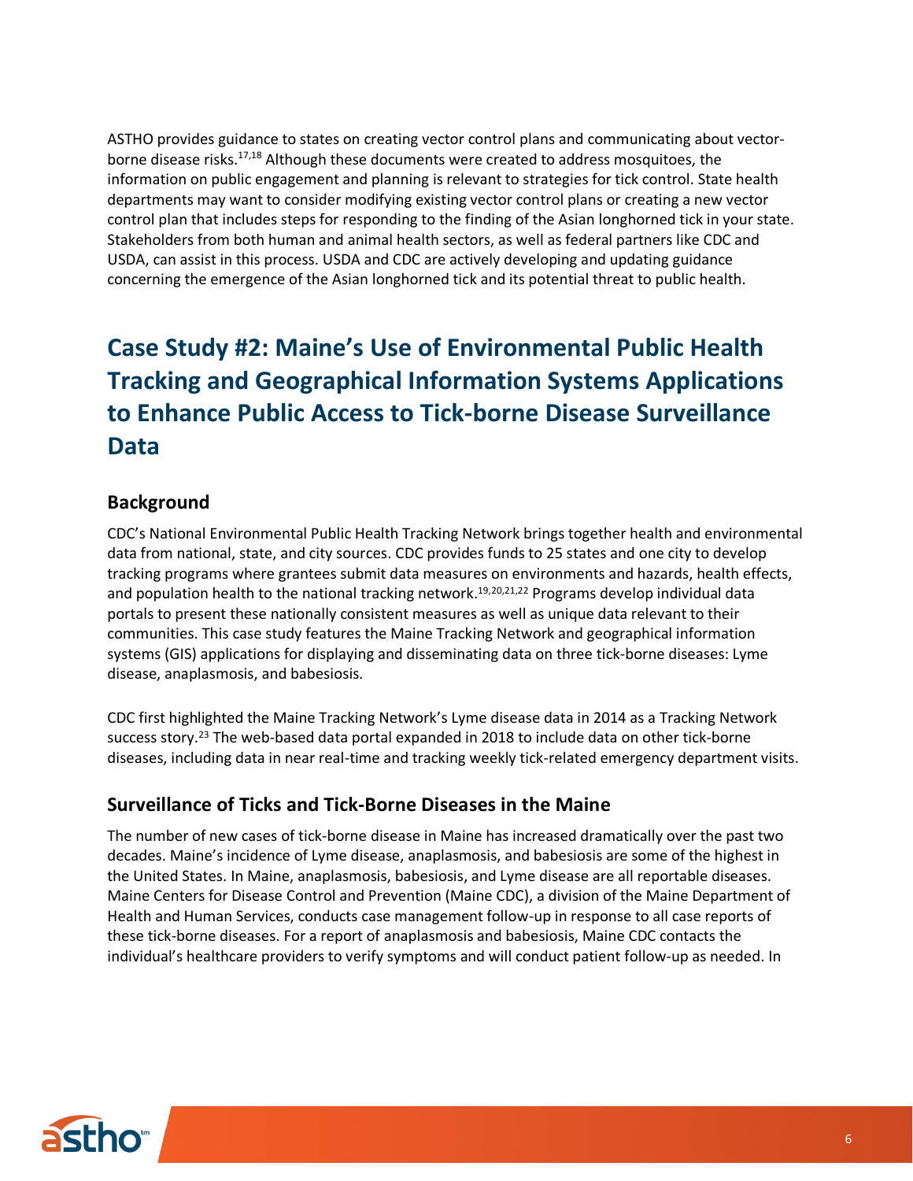ASTHO provides guidance to states on creating vector control plans and communicating about vector-borne disease risks.[17,18] Although these documents were created to address mosquitoes, the information on public engagement and planning is relevant to strategies for tick control. State health departments may want to consider modifying existing vector control plans or creating a new vector control plan that includes steps for responding to the finding of the Asian longhorned tick in your state. Stakeholders from both human and animal health sectors, as well as federal partners like CDC and USDA, can assist in this process. USDA and CDC are actively developing and updating guidance concerning the emergence of the Asian longhorned tick and its potential threat to public health.

# Case Study #2: Maine's Use of Environmental Public Health Tracking and Geographical Information Systems Applications to Enhance Public Access to Tick-borne Disease Surveillance Data

## Background

CDC's National Environmental Public Health Tracking Network brings together health and environmental data from national, state, and city sources. CDC provides funds to 25 states and one city to develop tracking programs where grantees submit data measures on environments and hazards, health effects, and population health to the national tracking network.[19,20,21,22] Programs develop individual data portals to present these nationally consistent measures as well as unique data relevant to their communities. This case study features the Maine Tracking Network and geographical information systems (GIS) applications for displaying and disseminating data on three tick-borne diseases: Lyme disease, anaplasmosis, and babesiosis.

CDC first highlighted the Maine Tracking Network's Lyme disease data in 2014 as a Tracking Network success story.[23] The web-based data portal expanded in 2018 to include data on other tick-borne diseases, including data in near real-time and tracking weekly tick-related emergency department visits.

## Surveillance of Ticks and Tick-Borne Diseases in the Maine

The number of new cases of tick-borne disease in Maine has increased dramatically over the past two decades. Maine's incidence of Lyme disease, anaplasmosis, and babesiosis are some of the highest in the United States. In Maine, anaplasmosis, babesiosis, and Lyme disease are all reportable diseases. Maine Centers for Disease Control and Prevention (Maine CDC), a division of the Maine Department of Health and Human Services, conducts case management follow-up in response to all case reports of these tick-borne diseases. For a report of anaplasmosis and babesiosis, Maine CDC contacts the individual's healthcare providers to verify symptoms and will conduct patient follow-up as needed. In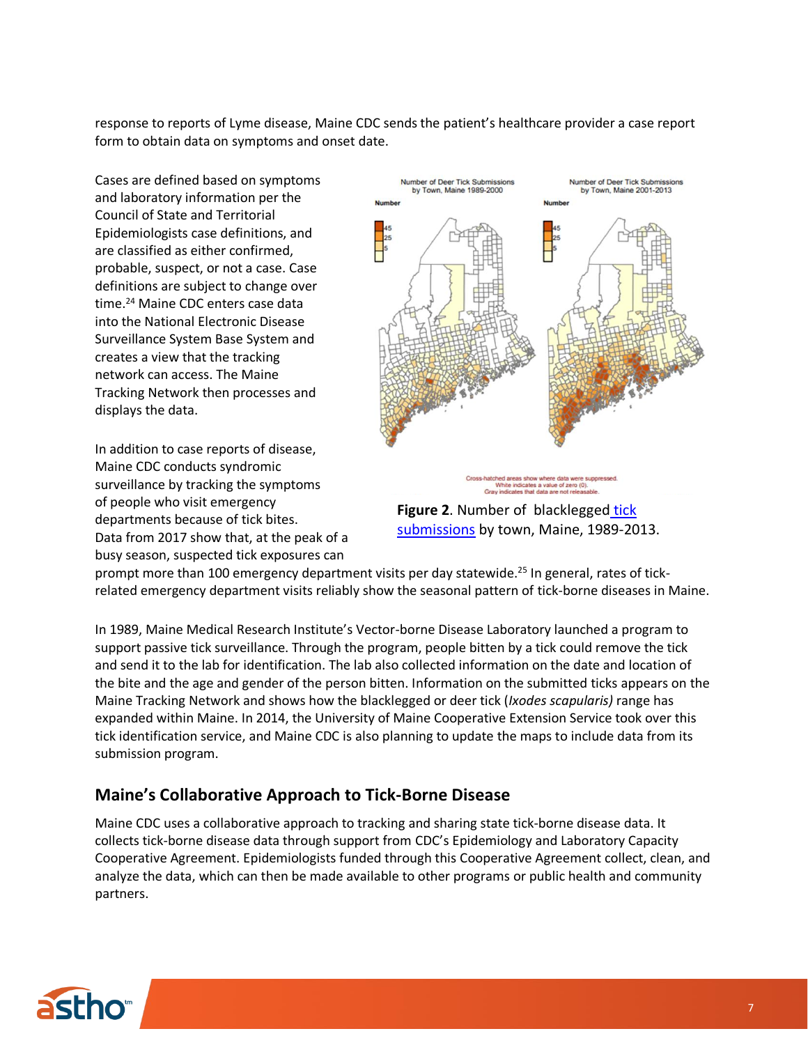response to reports of Lyme disease, Maine CDC sends the patient's healthcare provider a case report form to obtain data on symptoms and onset date.

Cases are defined based on symptoms and laboratory information per the Council of State and Territorial Epidemiologists case definitions, and are classified as either confirmed, probable, suspect, or not a case. Case definitions are subject to change over time.[24] Maine CDC enters case data into the National Electronic Disease Surveillance System Base System and creates a view that the tracking network can access. The Maine Tracking Network then processes and displays the data.

In addition to case reports of disease, Maine CDC conducts syndromic surveillance by tracking the symptoms of people who visit emergency departments because of tick bites. Data from 2017 show that, at the peak of a busy season, suspected tick exposures can prompt more than 100 emergency department visits per day statewide.[25] In general, rates of tick-related emergency department visits reliably show the seasonal pattern of tick-borne diseases in Maine.

Number of Deer Tick Submissions by Town, Maine 1989-2000

Number of Deer Tick Submissions by Town, Maine 2001-2013

Cross-hatched areas show where data were suppressed.
White indicates a value of zero (0).
Gray indicates that data are not releasable.

**Figure 2**. Number of blacklegged tick submissions by town, Maine, 1989-2013.

In 1989, Maine Medical Research Institute's Vector-borne Disease Laboratory launched a program to support passive tick surveillance. Through the program, people bitten by a tick could remove the tick and send it to the lab for identification. The lab also collected information on the date and location of the bite and the age and gender of the person bitten. Information on the submitted ticks appears on the Maine Tracking Network and shows how the blacklegged or deer tick (*Ixodes scapularis)* range has expanded within Maine. In 2014, the University of Maine Cooperative Extension Service took over this tick identification service, and Maine CDC is also planning to update the maps to include data from its submission program.

## Maine's Collaborative Approach to Tick-Borne Disease

Maine CDC uses a collaborative approach to tracking and sharing state tick-borne disease data. It collects tick-borne disease data through support from CDC's Epidemiology and Laboratory Capacity Cooperative Agreement. Epidemiologists funded through this Cooperative Agreement collect, clean, and analyze the data, which can then be made available to other programs or public health and community partners.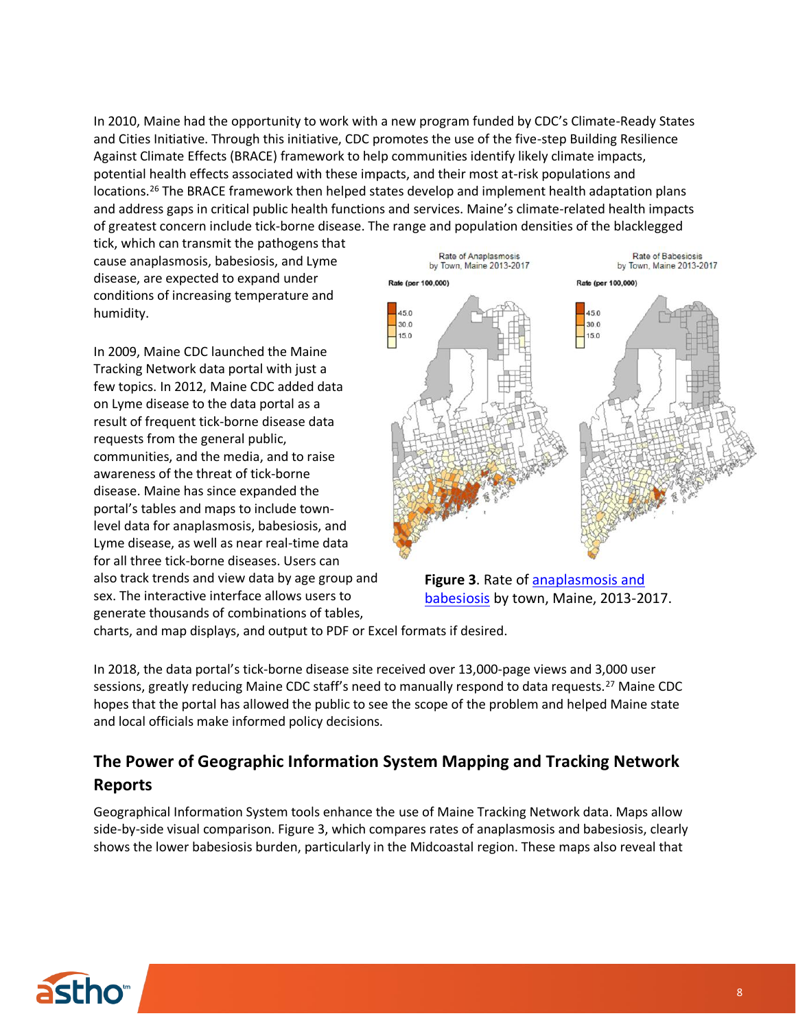In 2010, Maine had the opportunity to work with a new program funded by CDC's Climate-Ready States and Cities Initiative. Through this initiative, CDC promotes the use of the five-step Building Resilience Against Climate Effects (BRACE) framework to help communities identify likely climate impacts, potential health effects associated with these impacts, and their most at-risk populations and locations.[26] The BRACE framework then helped states develop and implement health adaptation plans and address gaps in critical public health functions and services. Maine's climate-related health impacts of greatest concern include tick-borne disease. The range and population densities of the blacklegged tick, which can transmit the pathogens that cause anaplasmosis, babesiosis, and Lyme disease, are expected to expand under conditions of increasing temperature and humidity.

In 2009, Maine CDC launched the Maine Tracking Network data portal with just a few topics. In 2012, Maine CDC added data on Lyme disease to the data portal as a result of frequent tick-borne disease data requests from the general public, communities, and the media, and to raise awareness of the threat of tick-borne disease. Maine has since expanded the portal's tables and maps to include town-level data for anaplasmosis, babesiosis, and Lyme disease, as well as near real-time data for all three tick-borne diseases. Users can also track trends and view data by age group and sex. The interactive interface allows users to generate thousands of combinations of tables, charts, and map displays, and output to PDF or Excel formats if desired.

**Figure 3**. Rate of anaplasmosis and babesiosis by town, Maine, 2013-2017.

In 2018, the data portal's tick-borne disease site received over 13,000-page views and 3,000 user sessions, greatly reducing Maine CDC staff's need to manually respond to data requests.[27] Maine CDC hopes that the portal has allowed the public to see the scope of the problem and helped Maine state and local officials make informed policy decisions.

## The Power of Geographic Information System Mapping and Tracking Network Reports

Geographical Information System tools enhance the use of Maine Tracking Network data. Maps allow side-by-side visual comparison. Figure 3, which compares rates of anaplasmosis and babesiosis, clearly shows the lower babesiosis burden, particularly in the Midcoastal region. These maps also reveal that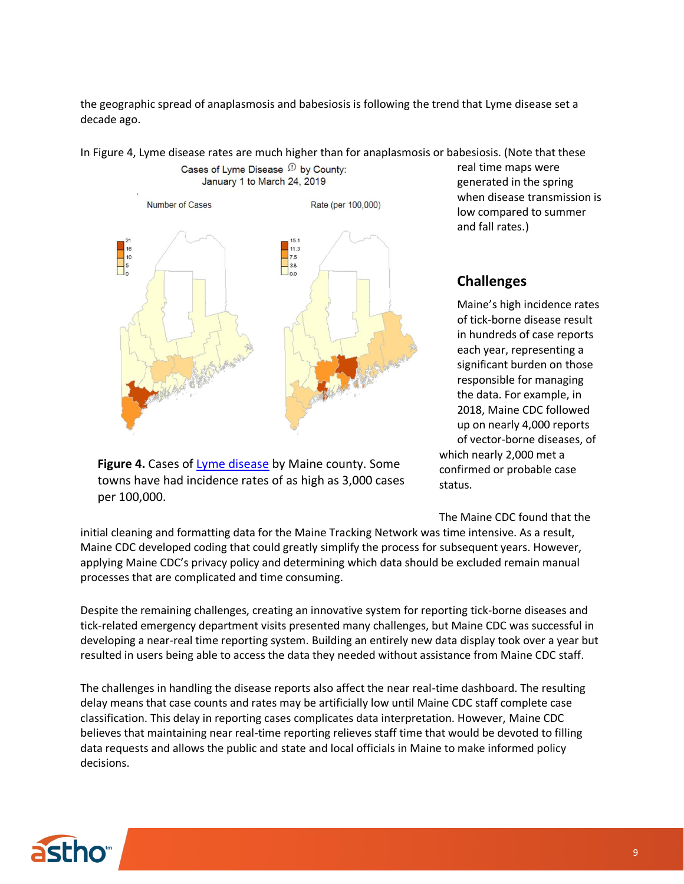the geographic spread of anaplasmosis and babesiosis is following the trend that Lyme disease set a decade ago.

In Figure 4, Lyme disease rates are much higher than for anaplasmosis or babesiosis. (Note that these real time maps were generated in the spring when disease transmission is low compared to summer and fall rates.)

**Figure 4.** Cases of Lyme disease by Maine county. Some towns have had incidence rates of as high as 3,000 cases per 100,000.

## Challenges

Maine's high incidence rates of tick-borne disease result in hundreds of case reports each year, representing a significant burden on those responsible for managing the data. For example, in 2018, Maine CDC followed up on nearly 4,000 reports of vector-borne diseases, of which nearly 2,000 met a confirmed or probable case status.

The Maine CDC found that the initial cleaning and formatting data for the Maine Tracking Network was time intensive. As a result, Maine CDC developed coding that could greatly simplify the process for subsequent years. However, applying Maine CDC's privacy policy and determining which data should be excluded remain manual processes that are complicated and time consuming.

Despite the remaining challenges, creating an innovative system for reporting tick-borne diseases and tick-related emergency department visits presented many challenges, but Maine CDC was successful in developing a near-real time reporting system. Building an entirely new data display took over a year but resulted in users being able to access the data they needed without assistance from Maine CDC staff.

The challenges in handling the disease reports also affect the near real-time dashboard. The resulting delay means that case counts and rates may be artificially low until Maine CDC staff complete case classification. This delay in reporting cases complicates data interpretation. However, Maine CDC believes that maintaining near real-time reporting relieves staff time that would be devoted to filling data requests and allows the public and state and local officials in Maine to make informed policy decisions.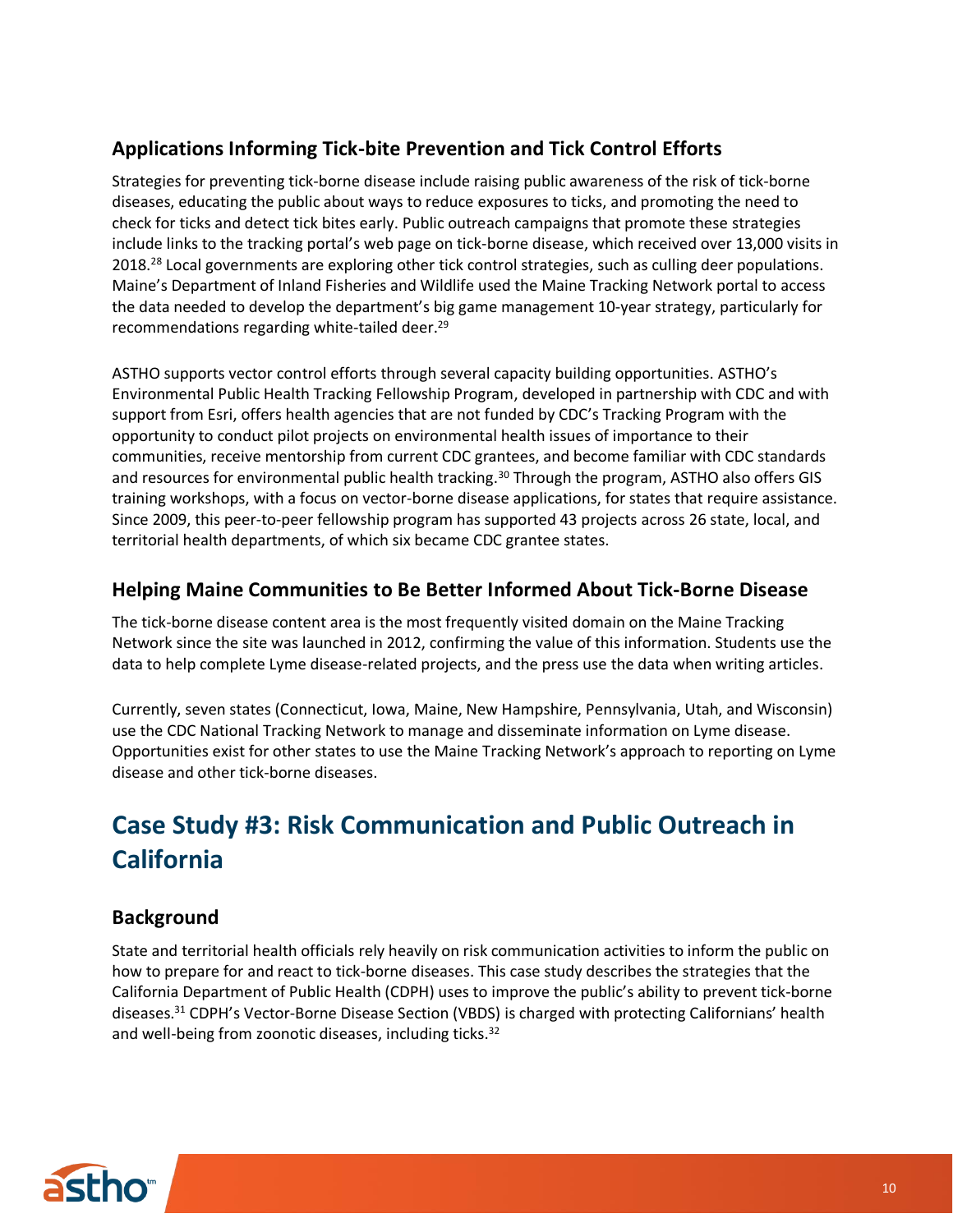### Applications Informing Tick-bite Prevention and Tick Control Efforts

Strategies for preventing tick-borne disease include raising public awareness of the risk of tick-borne diseases, educating the public about ways to reduce exposures to ticks, and promoting the need to check for ticks and detect tick bites early. Public outreach campaigns that promote these strategies include links to the tracking portal's web page on tick-borne disease, which received over 13,000 visits in 2018.[28] Local governments are exploring other tick control strategies, such as culling deer populations. Maine's Department of Inland Fisheries and Wildlife used the Maine Tracking Network portal to access the data needed to develop the department's big game management 10-year strategy, particularly for recommendations regarding white-tailed deer.[29]

ASTHO supports vector control efforts through several capacity building opportunities. ASTHO's Environmental Public Health Tracking Fellowship Program, developed in partnership with CDC and with support from Esri, offers health agencies that are not funded by CDC's Tracking Program with the opportunity to conduct pilot projects on environmental health issues of importance to their communities, receive mentorship from current CDC grantees, and become familiar with CDC standards and resources for environmental public health tracking.[30] Through the program, ASTHO also offers GIS training workshops, with a focus on vector-borne disease applications, for states that require assistance. Since 2009, this peer-to-peer fellowship program has supported 43 projects across 26 state, local, and territorial health departments, of which six became CDC grantee states.

### Helping Maine Communities to Be Better Informed About Tick-Borne Disease

The tick-borne disease content area is the most frequently visited domain on the Maine Tracking Network since the site was launched in 2012, confirming the value of this information. Students use the data to help complete Lyme disease-related projects, and the press use the data when writing articles.

Currently, seven states (Connecticut, Iowa, Maine, New Hampshire, Pennsylvania, Utah, and Wisconsin) use the CDC National Tracking Network to manage and disseminate information on Lyme disease. Opportunities exist for other states to use the Maine Tracking Network's approach to reporting on Lyme disease and other tick-borne diseases.

## Case Study #3: Risk Communication and Public Outreach in California

### Background

State and territorial health officials rely heavily on risk communication activities to inform the public on how to prepare for and react to tick-borne diseases. This case study describes the strategies that the California Department of Public Health (CDPH) uses to improve the public's ability to prevent tick-borne diseases.[31] CDPH's Vector-Borne Disease Section (VBDS) is charged with protecting Californians' health and well-being from zoonotic diseases, including ticks.[32]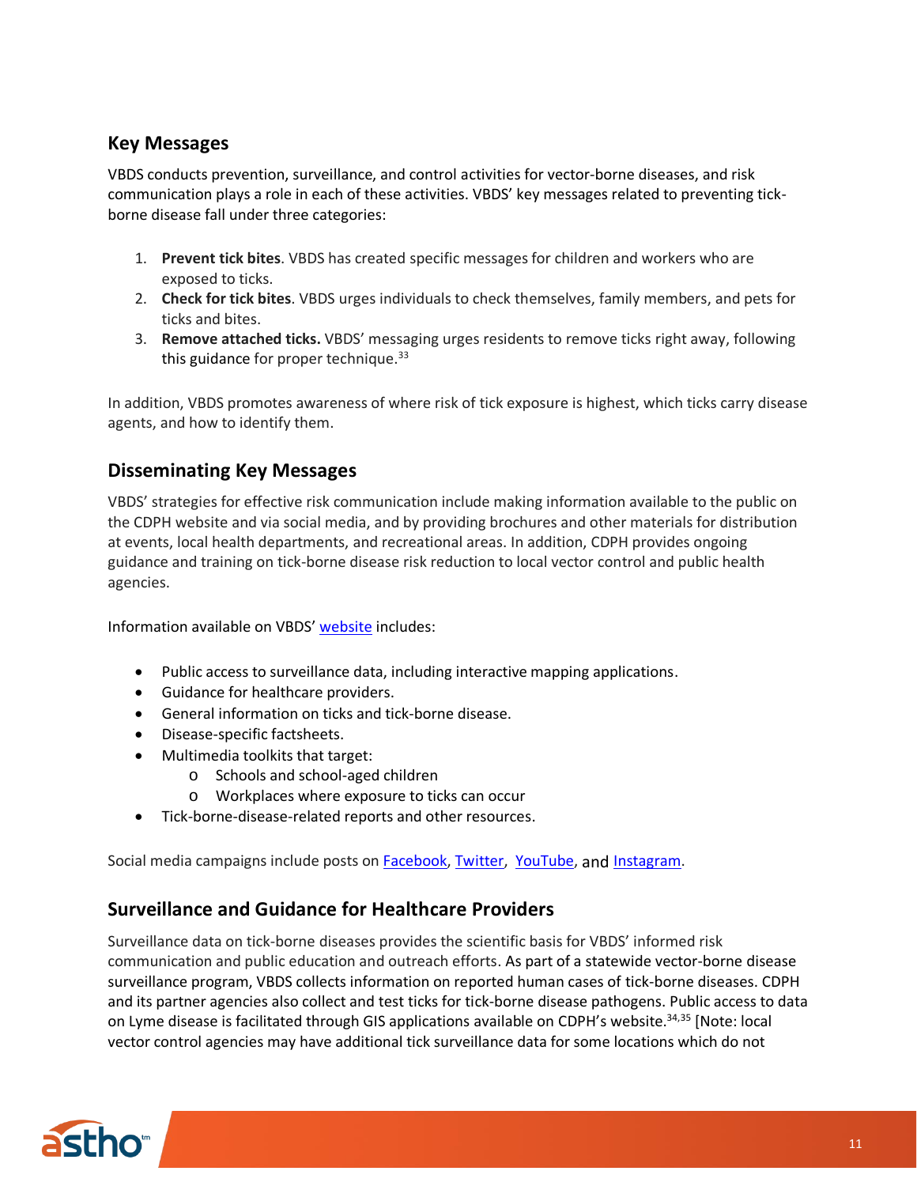## Key Messages

VBDS conducts prevention, surveillance, and control activities for vector-borne diseases, and risk communication plays a role in each of these activities. VBDS' key messages related to preventing tick-borne disease fall under three categories:

1. **Prevent tick bites**. VBDS has created specific messages for children and workers who are exposed to ticks.
2. **Check for tick bites**. VBDS urges individuals to check themselves, family members, and pets for ticks and bites.
3. **Remove attached ticks.** VBDS' messaging urges residents to remove ticks right away, following this guidance for proper technique.[33]

In addition, VBDS promotes awareness of where risk of tick exposure is highest, which ticks carry disease agents, and how to identify them.

## Disseminating Key Messages

VBDS' strategies for effective risk communication include making information available to the public on the CDPH website and via social media, and by providing brochures and other materials for distribution at events, local health departments, and recreational areas. In addition, CDPH provides ongoing guidance and training on tick-borne disease risk reduction to local vector control and public health agencies.

Information available on VBDS' website includes:

- Public access to surveillance data, including interactive mapping applications.
- Guidance for healthcare providers.
- General information on ticks and tick-borne disease.
- Disease-specific factsheets.
- Multimedia toolkits that target:
  - Schools and school-aged children
  - Workplaces where exposure to ticks can occur
- Tick-borne-disease-related reports and other resources.

Social media campaigns include posts on Facebook, Twitter, YouTube, and Instagram.

## Surveillance and Guidance for Healthcare Providers

Surveillance data on tick-borne diseases provides the scientific basis for VBDS' informed risk communication and public education and outreach efforts. As part of a statewide vector-borne disease surveillance program, VBDS collects information on reported human cases of tick-borne diseases. CDPH and its partner agencies also collect and test ticks for tick-borne disease pathogens. Public access to data on Lyme disease is facilitated through GIS applications available on CDPH's website.[34,35] [Note: local vector control agencies may have additional tick surveillance data for some locations which do not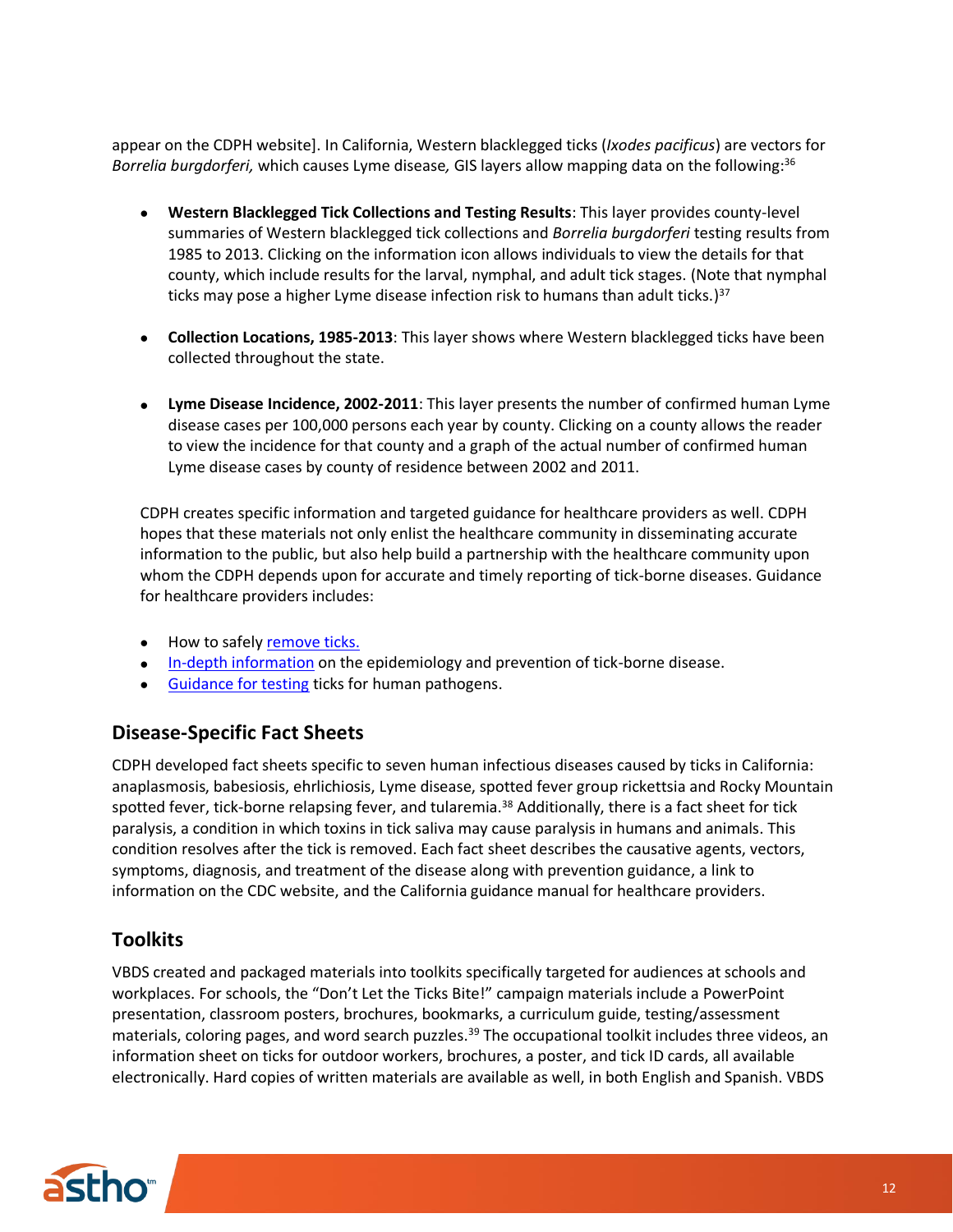appear on the CDPH website]. In California, Western blacklegged ticks (*Ixodes pacificus*) are vectors for *Borrelia burgdorferi,* which causes Lyme disease*,* GIS layers allow mapping data on the following:[36]

- **Western Blacklegged Tick Collections and Testing Results**: This layer provides county-level summaries of Western blacklegged tick collections and *Borrelia burgdorferi* testing results from 1985 to 2013. Clicking on the information icon allows individuals to view the details for that county, which include results for the larval, nymphal, and adult tick stages. (Note that nymphal ticks may pose a higher Lyme disease infection risk to humans than adult ticks.)[37]

- **Collection Locations, 1985-2013**: This layer shows where Western blacklegged ticks have been collected throughout the state.

- **Lyme Disease Incidence, 2002-2011**: This layer presents the number of confirmed human Lyme disease cases per 100,000 persons each year by county. Clicking on a county allows the reader to view the incidence for that county and a graph of the actual number of confirmed human Lyme disease cases by county of residence between 2002 and 2011.

CDPH creates specific information and targeted guidance for healthcare providers as well. CDPH hopes that these materials not only enlist the healthcare community in disseminating accurate information to the public, but also help build a partnership with the healthcare community upon whom the CDPH depends upon for accurate and timely reporting of tick-borne diseases. Guidance for healthcare providers includes:

- How to safely remove ticks.
- In-depth information on the epidemiology and prevention of tick-borne disease.
- Guidance for testing ticks for human pathogens.

## Disease-Specific Fact Sheets

CDPH developed fact sheets specific to seven human infectious diseases caused by ticks in California: anaplasmosis, babesiosis, ehrlichiosis, Lyme disease, spotted fever group rickettsia and Rocky Mountain spotted fever, tick-borne relapsing fever, and tularemia.[38] Additionally, there is a fact sheet for tick paralysis, a condition in which toxins in tick saliva may cause paralysis in humans and animals. This condition resolves after the tick is removed. Each fact sheet describes the causative agents, vectors, symptoms, diagnosis, and treatment of the disease along with prevention guidance, a link to information on the CDC website, and the California guidance manual for healthcare providers.

## Toolkits

VBDS created and packaged materials into toolkits specifically targeted for audiences at schools and workplaces. For schools, the "Don't Let the Ticks Bite!" campaign materials include a PowerPoint presentation, classroom posters, brochures, bookmarks, a curriculum guide, testing/assessment materials, coloring pages, and word search puzzles.[39] The occupational toolkit includes three videos, an information sheet on ticks for outdoor workers, brochures, a poster, and tick ID cards, all available electronically. Hard copies of written materials are available as well, in both English and Spanish. VBDS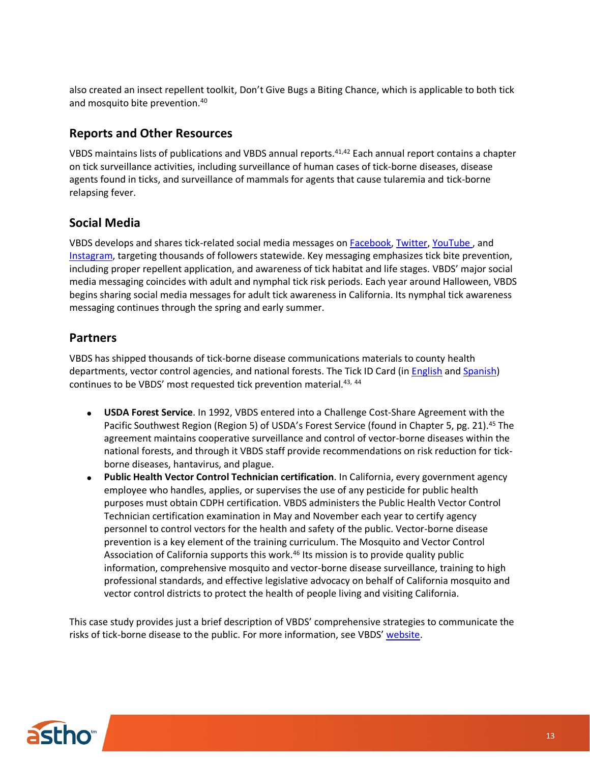also created an insect repellent toolkit, Don't Give Bugs a Biting Chance, which is applicable to both tick and mosquito bite prevention.[40]

## Reports and Other Resources

VBDS maintains lists of publications and VBDS annual reports.[41,42] Each annual report contains a chapter on tick surveillance activities, including surveillance of human cases of tick-borne diseases, disease agents found in ticks, and surveillance of mammals for agents that cause tularemia and tick-borne relapsing fever.

## Social Media

VBDS develops and shares tick-related social media messages on Facebook, Twitter, YouTube , and Instagram, targeting thousands of followers statewide. Key messaging emphasizes tick bite prevention, including proper repellent application, and awareness of tick habitat and life stages. VBDS' major social media messaging coincides with adult and nymphal tick risk periods. Each year around Halloween, VBDS begins sharing social media messages for adult tick awareness in California. Its nymphal tick awareness messaging continues through the spring and early summer.

## Partners

VBDS has shipped thousands of tick-borne disease communications materials to county health departments, vector control agencies, and national forests. The Tick ID Card (in English and Spanish) continues to be VBDS' most requested tick prevention material.[43, 44]

- **USDA Forest Service**. In 1992, VBDS entered into a Challenge Cost-Share Agreement with the Pacific Southwest Region (Region 5) of USDA's Forest Service (found in Chapter 5, pg. 21).[45] The agreement maintains cooperative surveillance and control of vector-borne diseases within the national forests, and through it VBDS staff provide recommendations on risk reduction for tick-borne diseases, hantavirus, and plague.
- **Public Health Vector Control Technician certification**. In California, every government agency employee who handles, applies, or supervises the use of any pesticide for public health purposes must obtain CDPH certification. VBDS administers the Public Health Vector Control Technician certification examination in May and November each year to certify agency personnel to control vectors for the health and safety of the public. Vector-borne disease prevention is a key element of the training curriculum. The Mosquito and Vector Control Association of California supports this work.[46] Its mission is to provide quality public information, comprehensive mosquito and vector-borne disease surveillance, training to high professional standards, and effective legislative advocacy on behalf of California mosquito and vector control districts to protect the health of people living and visiting California.

This case study provides just a brief description of VBDS' comprehensive strategies to communicate the risks of tick-borne disease to the public. For more information, see VBDS' website.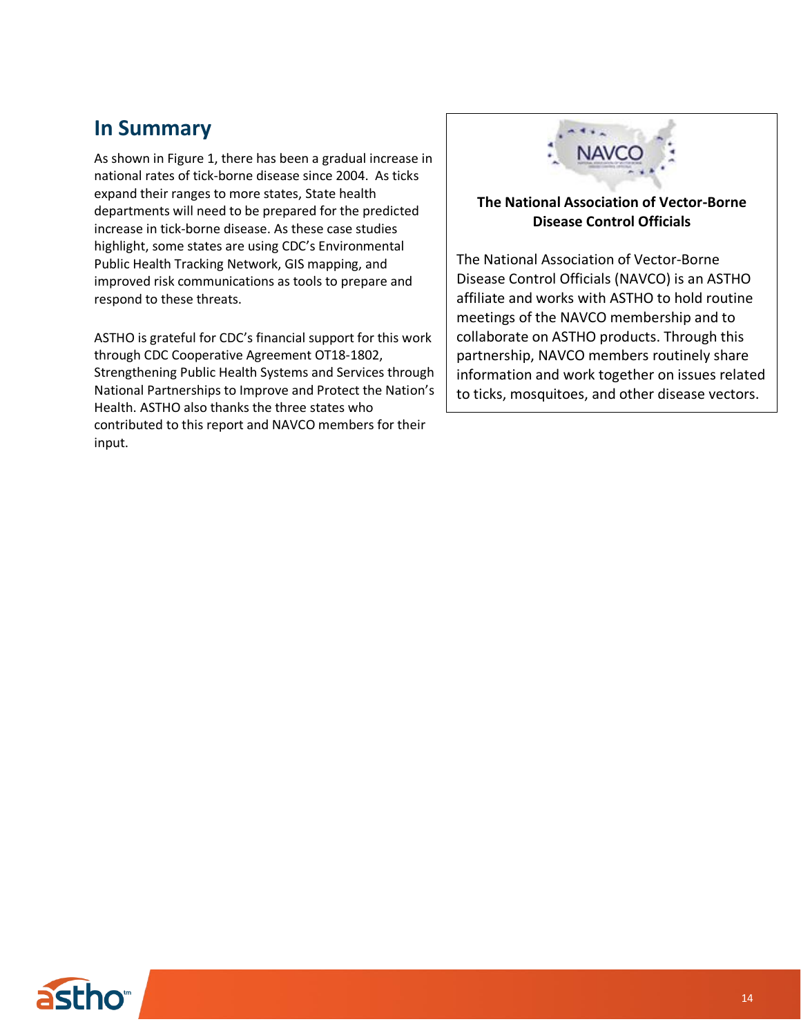## In Summary

As shown in Figure 1, there has been a gradual increase in national rates of tick-borne disease since 2004. As ticks expand their ranges to more states, State health departments will need to be prepared for the predicted increase in tick-borne disease. As these case studies highlight, some states are using CDC's Environmental Public Health Tracking Network, GIS mapping, and improved risk communications as tools to prepare and respond to these threats.

ASTHO is grateful for CDC's financial support for this work through CDC Cooperative Agreement OT18-1802, Strengthening Public Health Systems and Services through National Partnerships to Improve and Protect the Nation's Health. ASTHO also thanks the three states who contributed to this report and NAVCO members for their input.

**The National Association of Vector-Borne Disease Control Officials**

The National Association of Vector-Borne Disease Control Officials (NAVCO) is an ASTHO affiliate and works with ASTHO to hold routine meetings of the NAVCO membership and to collaborate on ASTHO products. Through this partnership, NAVCO members routinely share information and work together on issues related to ticks, mosquitoes, and other disease vectors.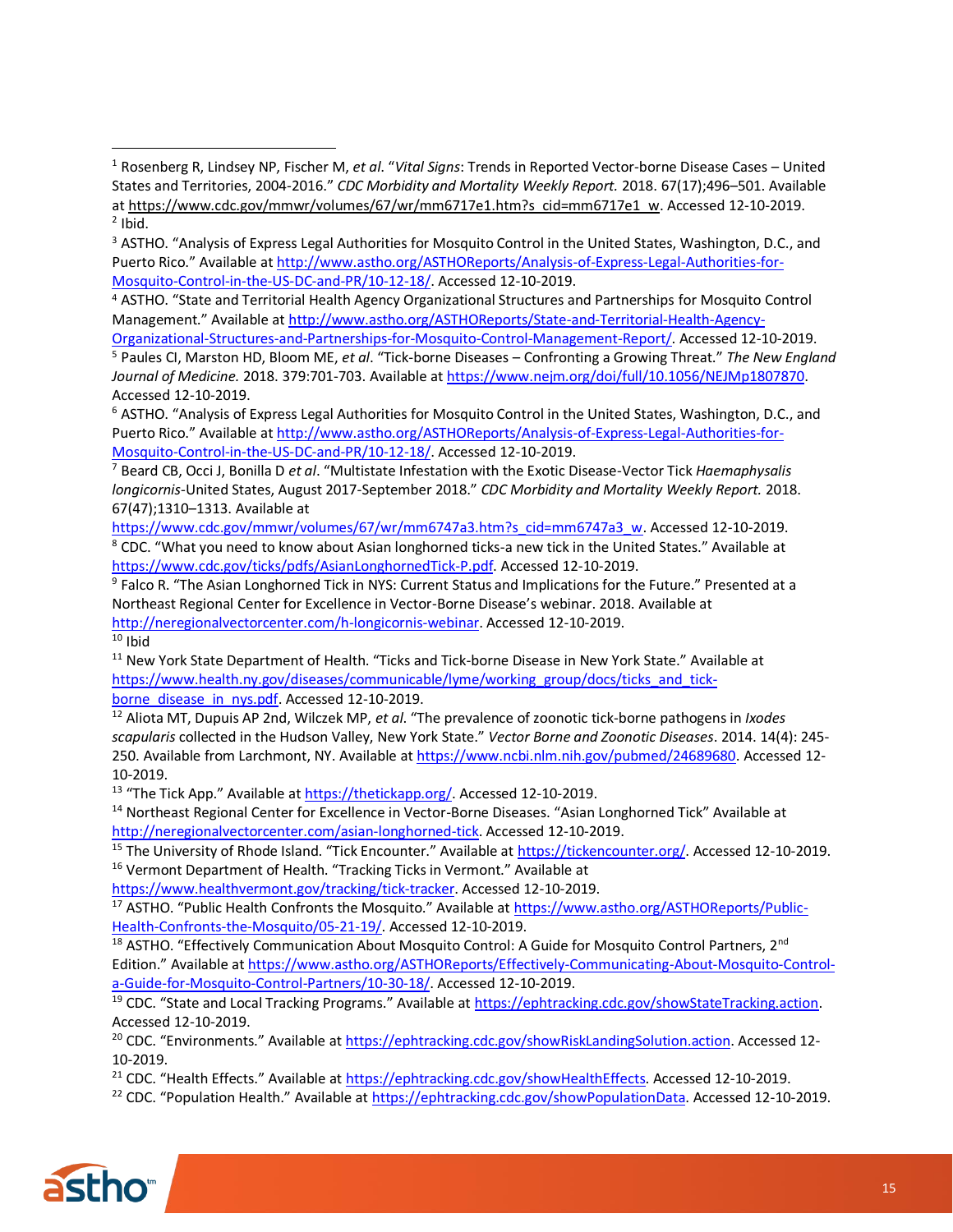[1] Rosenberg R, Lindsey NP, Fischer M, *et al*. "*Vital Signs*: Trends in Reported Vector-borne Disease Cases – United States and Territories, 2004-2016." *CDC Morbidity and Mortality Weekly Report.* 2018. 67(17);496–501. Available at https://www.cdc.gov/mmwr/volumes/67/wr/mm6717e1.htm?s_cid=mm6717e1_w. Accessed 12-10-2019.

[2] Ibid.

[3] ASTHO. "Analysis of Express Legal Authorities for Mosquito Control in the United States, Washington, D.C., and Puerto Rico." Available at http://www.astho.org/ASTHOReports/Analysis-of-Express-Legal-Authorities-for-Mosquito-Control-in-the-US-DC-and-PR/10-12-18/. Accessed 12-10-2019.

[4] ASTHO. "State and Territorial Health Agency Organizational Structures and Partnerships for Mosquito Control Management." Available at http://www.astho.org/ASTHOReports/State-and-Territorial-Health-Agency-Organizational-Structures-and-Partnerships-for-Mosquito-Control-Management-Report/. Accessed 12-10-2019.

[5] Paules CI, Marston HD, Bloom ME, *et al*. "Tick-borne Diseases – Confronting a Growing Threat." *The New England Journal of Medicine.* 2018. 379:701-703. Available at https://www.nejm.org/doi/full/10.1056/NEJMp1807870. Accessed 12-10-2019.

[6] ASTHO. "Analysis of Express Legal Authorities for Mosquito Control in the United States, Washington, D.C., and Puerto Rico." Available at http://www.astho.org/ASTHOReports/Analysis-of-Express-Legal-Authorities-for-Mosquito-Control-in-the-US-DC-and-PR/10-12-18/. Accessed 12-10-2019.

[7] Beard CB, Occi J, Bonilla D *et al*. "Multistate Infestation with the Exotic Disease-Vector Tick *Haemaphysalis longicornis*-United States, August 2017-September 2018." *CDC Morbidity and Mortality Weekly Report.* 2018. 67(47);1310–1313. Available at https://www.cdc.gov/mmwr/volumes/67/wr/mm6747a3.htm?s_cid=mm6747a3_w. Accessed 12-10-2019.

[8] CDC. "What you need to know about Asian longhorned ticks-a new tick in the United States." Available at https://www.cdc.gov/ticks/pdfs/AsianLonghornedTick-P.pdf. Accessed 12-10-2019.

[9] Falco R. "The Asian Longhorned Tick in NYS: Current Status and Implications for the Future." Presented at a Northeast Regional Center for Excellence in Vector-Borne Disease's webinar. 2018. Available at http://neregionalvectorcenter.com/h-longicornis-webinar. Accessed 12-10-2019.

[10] Ibid

[11] New York State Department of Health. "Ticks and Tick-borne Disease in New York State." Available at https://www.health.ny.gov/diseases/communicable/lyme/working_group/docs/ticks_and_tick-borne_disease_in_nys.pdf. Accessed 12-10-2019.

[12] Aliota MT, Dupuis AP 2nd, Wilczek MP, *et al*. "The prevalence of zoonotic tick-borne pathogens in *Ixodes scapularis* collected in the Hudson Valley, New York State." *Vector Borne and Zoonotic Diseases*. 2014. 14(4): 245-250. Available from Larchmont, NY. Available at https://www.ncbi.nlm.nih.gov/pubmed/24689680. Accessed 12-10-2019.

[13] "The Tick App." Available at https://thetickapp.org/. Accessed 12-10-2019.

[14] Northeast Regional Center for Excellence in Vector-Borne Diseases. "Asian Longhorned Tick" Available at http://neregionalvectorcenter.com/asian-longhorned-tick. Accessed 12-10-2019.

[15] The University of Rhode Island. "Tick Encounter." Available at https://tickencounter.org/. Accessed 12-10-2019.

[16] Vermont Department of Health. "Tracking Ticks in Vermont." Available at https://www.healthvermont.gov/tracking/tick-tracker. Accessed 12-10-2019.

[17] ASTHO. "Public Health Confronts the Mosquito." Available at https://www.astho.org/ASTHOReports/Public-Health-Confronts-the-Mosquito/05-21-19/. Accessed 12-10-2019.

[18] ASTHO. "Effectively Communication About Mosquito Control: A Guide for Mosquito Control Partners, 2nd Edition." Available at https://www.astho.org/ASTHOReports/Effectively-Communicating-About-Mosquito-Control-a-Guide-for-Mosquito-Control-Partners/10-30-18/. Accessed 12-10-2019.

[19] CDC. "State and Local Tracking Programs." Available at https://ephtracking.cdc.gov/showStateTracking.action. Accessed 12-10-2019.

[20] CDC. "Environments." Available at https://ephtracking.cdc.gov/showRiskLandingSolution.action. Accessed 12-10-2019.

[21] CDC. "Health Effects." Available at https://ephtracking.cdc.gov/showHealthEffects. Accessed 12-10-2019.

[22] CDC. "Population Health." Available at https://ephtracking.cdc.gov/showPopulationData. Accessed 12-10-2019.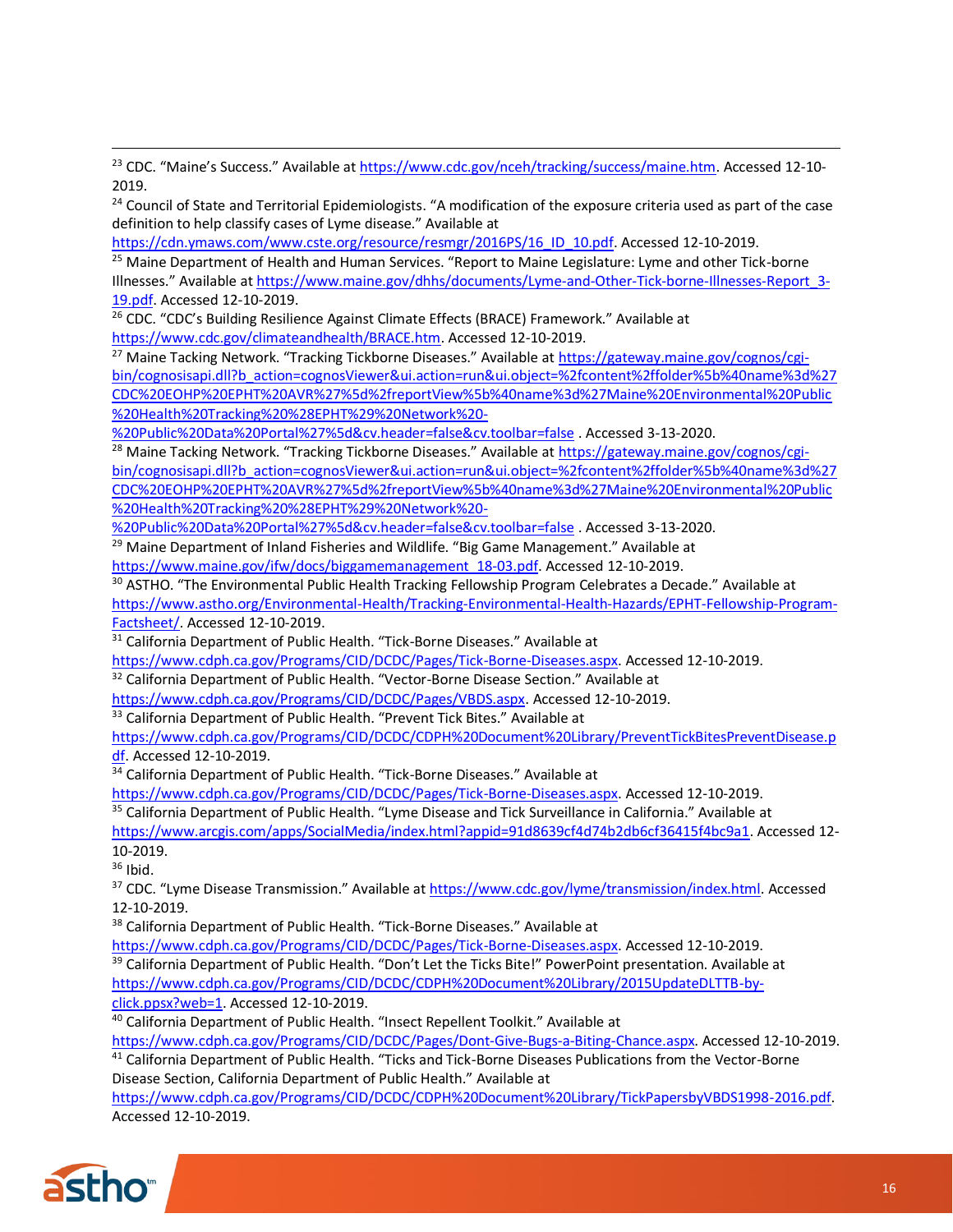[23] CDC. "Maine's Success." Available at https://www.cdc.gov/nceh/tracking/success/maine.htm. Accessed 12-10-2019.

[24] Council of State and Territorial Epidemiologists. "A modification of the exposure criteria used as part of the case definition to help classify cases of Lyme disease." Available at https://cdn.ymaws.com/www.cste.org/resource/resmgr/2016PS/16_ID_10.pdf. Accessed 12-10-2019.

[25] Maine Department of Health and Human Services. "Report to Maine Legislature: Lyme and other Tick-borne Illnesses." Available at https://www.maine.gov/dhhs/documents/Lyme-and-Other-Tick-borne-Illnesses-Report_3-19.pdf. Accessed 12-10-2019.

[26] CDC. "CDC's Building Resilience Against Climate Effects (BRACE) Framework." Available at https://www.cdc.gov/climateandhealth/BRACE.htm. Accessed 12-10-2019.

[27] Maine Tacking Network. "Tracking Tickborne Diseases." Available at https://gateway.maine.gov/cognos/cgi-bin/cognosisapi.dll?b_action=cognosViewer&ui.action=run&ui.object=%2fcontent%2ffolder%5b%40name%3d%27CDC%20EOHP%20EPHT%20AVR%27%5d%2freportView%5b%40name%3d%27Maine%20Environmental%20Public%20Health%20Tracking%20%28EPHT%29%20Network%20-%20Public%20Data%20Portal%27%5d&cv.header=false&cv.toolbar=false . Accessed 3-13-2020.

[28] Maine Tacking Network. "Tracking Tickborne Diseases." Available at https://gateway.maine.gov/cognos/cgi-bin/cognosisapi.dll?b_action=cognosViewer&ui.action=run&ui.object=%2fcontent%2ffolder%5b%40name%3d%27CDC%20EOHP%20EPHT%20AVR%27%5d%2freportView%5b%40name%3d%27Maine%20Environmental%20Public%20Health%20Tracking%20%28EPHT%29%20Network%20-%20Public%20Data%20Portal%27%5d&cv.header=false&cv.toolbar=false . Accessed 3-13-2020.

[29] Maine Department of Inland Fisheries and Wildlife. "Big Game Management." Available at https://www.maine.gov/ifw/docs/biggamemanagement_18-03.pdf. Accessed 12-10-2019.

[30] ASTHO. "The Environmental Public Health Tracking Fellowship Program Celebrates a Decade." Available at https://www.astho.org/Environmental-Health/Tracking-Environmental-Health-Hazards/EPHT-Fellowship-Program-Factsheet/. Accessed 12-10-2019.

[31] California Department of Public Health. "Tick-Borne Diseases." Available at https://www.cdph.ca.gov/Programs/CID/DCDC/Pages/Tick-Borne-Diseases.aspx. Accessed 12-10-2019.

[32] California Department of Public Health. "Vector-Borne Disease Section." Available at https://www.cdph.ca.gov/Programs/CID/DCDC/Pages/VBDS.aspx. Accessed 12-10-2019.

[33] California Department of Public Health. "Prevent Tick Bites." Available at https://www.cdph.ca.gov/Programs/CID/DCDC/CDPH%20Document%20Library/PreventTickBitesPreventDisease.pdf. Accessed 12-10-2019.

[34] California Department of Public Health. "Tick-Borne Diseases." Available at https://www.cdph.ca.gov/Programs/CID/DCDC/Pages/Tick-Borne-Diseases.aspx. Accessed 12-10-2019.

[35] California Department of Public Health. "Lyme Disease and Tick Surveillance in California." Available at https://www.arcgis.com/apps/SocialMedia/index.html?appid=91d8639cf4d74b2db6cf36415f4bc9a1. Accessed 12-10-2019.

[36] Ibid.

[37] CDC. "Lyme Disease Transmission." Available at https://www.cdc.gov/lyme/transmission/index.html. Accessed 12-10-2019.

[38] California Department of Public Health. "Tick-Borne Diseases." Available at https://www.cdph.ca.gov/Programs/CID/DCDC/Pages/Tick-Borne-Diseases.aspx. Accessed 12-10-2019.

[39] California Department of Public Health. "Don't Let the Ticks Bite!" PowerPoint presentation. Available at https://www.cdph.ca.gov/Programs/CID/DCDC/CDPH%20Document%20Library/2015UpdateDLTTB-by-click.ppsx?web=1. Accessed 12-10-2019.

[40] California Department of Public Health. "Insect Repellent Toolkit." Available at https://www.cdph.ca.gov/Programs/CID/DCDC/Pages/Dont-Give-Bugs-a-Biting-Chance.aspx. Accessed 12-10-2019.

[41] California Department of Public Health. "Ticks and Tick-Borne Diseases Publications from the Vector-Borne Disease Section, California Department of Public Health." Available at https://www.cdph.ca.gov/Programs/CID/DCDC/CDPH%20Document%20Library/TickPapersbyVBDS1998-2016.pdf. Accessed 12-10-2019.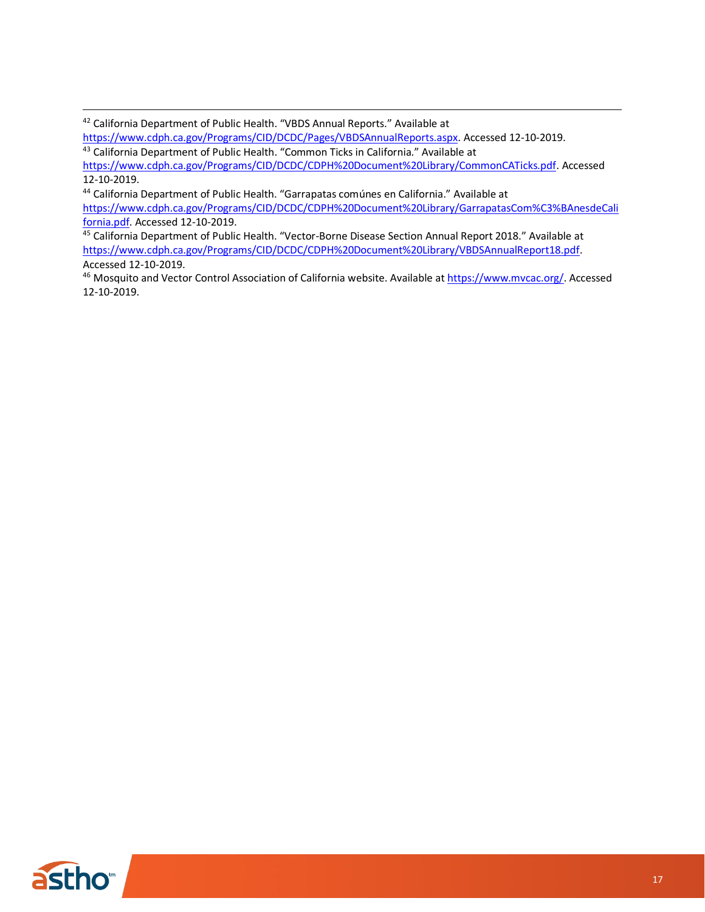[42] California Department of Public Health. "VBDS Annual Reports." Available at https://www.cdph.ca.gov/Programs/CID/DCDC/Pages/VBDSAnnualReports.aspx. Accessed 12-10-2019.

[43] California Department of Public Health. "Common Ticks in California." Available at https://www.cdph.ca.gov/Programs/CID/DCDC/CDPH%20Document%20Library/CommonCATicks.pdf. Accessed 12-10-2019.

[44] California Department of Public Health. "Garrapatas comúnes en California." Available at https://www.cdph.ca.gov/Programs/CID/DCDC/CDPH%20Document%20Library/GarrapatasCom%C3%BAnesdeCalifornia.pdf. Accessed 12-10-2019.

[45] California Department of Public Health. "Vector-Borne Disease Section Annual Report 2018." Available at https://www.cdph.ca.gov/Programs/CID/DCDC/CDPH%20Document%20Library/VBDSAnnualReport18.pdf. Accessed 12-10-2019.

[46] Mosquito and Vector Control Association of California website. Available at https://www.mvcac.org/. Accessed 12-10-2019.